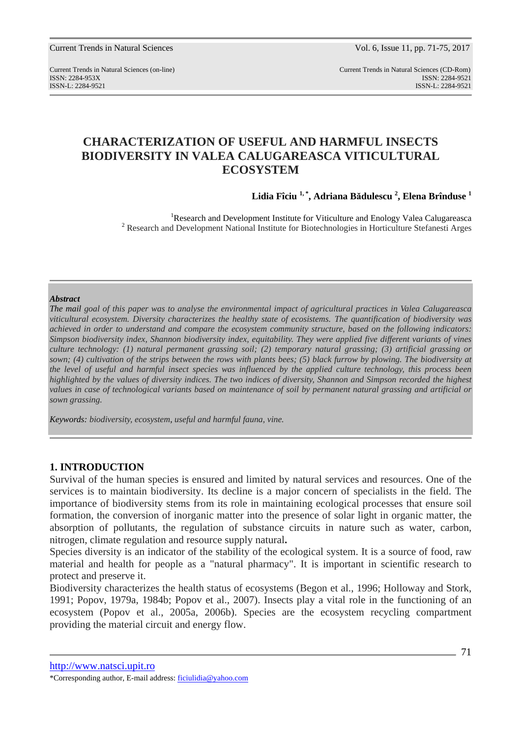# CHARACTERIZATION OF USEFUL AND HARMFUL INSECTS BIODIVERSITY IN VALEA CALUGAREASCA VITICULTURAL ECOSYSTEM

**Lidia Fîciu [1,*], Adriana Bădulescu [2], Elena Brînduse [1]**

[1]Research and Development Institute for Viticulture and Enology Valea Calugareasca
[2] Research and Development National Institute for Biotechnologies in Horticulture Stefanesti Arges

***Abstract***

*The mail goal of this paper was to analyse the environmental impact of agricultural practices in Valea Calugareasca viticultural ecosystem. Diversity characterizes the healthy state of ecosystems. The quantification of biodiversity was achieved in order to understand and compare the ecosystem community structure, based on the following indicators: Simpson biodiversity index, Shannon biodiversity index, equitability. They were applied five different variants of vines culture technology: (1) natural permanent grassing soil; (2) temporary natural grassing; (3) artificial grassing or sown; (4) cultivation of the strips between the rows with plants bees; (5) black furrow by plowing. The biodiversity at the level of useful and harmful insect species was influenced by the applied culture technology, this process been highlighted by the values of diversity indices. The two indices of diversity, Shannon and Simpson recorded the highest values in case of technological variants based on maintenance of soil by permanent natural grassing and artificial or sown grassing.*

*Keywords: biodiversity, ecosystem, useful and harmful fauna, vine.*

## 1. INTRODUCTION

Survival of the human species is ensured and limited by natural services and resources. One of the services is to maintain biodiversity. Its decline is a major concern of specialists in the field. The importance of biodiversity stems from its role in maintaining ecological processes that ensure soil formation, the conversion of inorganic matter into the presence of solar light in organic matter, the absorption of pollutants, the regulation of substance circuits in nature such as water, carbon, nitrogen, climate regulation and resource supply natural**.**

Species diversity is an indicator of the stability of the ecological system. It is a source of food, raw material and health for people as a "natural pharmacy". It is important in scientific research to protect and preserve it.

Biodiversity characterizes the health status of ecosystems (Begon et al., 1996; Holloway and Stork, 1991; Popov, 1979a, 1984b; Popov et al., 2007). Insects play a vital role in the functioning of an ecosystem (Popov et al., 2005a, 2006b). Species are the ecosystem recycling compartment providing the material circuit and energy flow.

http://www.natsci.upit.ro

*Corresponding author, E-mail address: ficiulidia@yahoo.com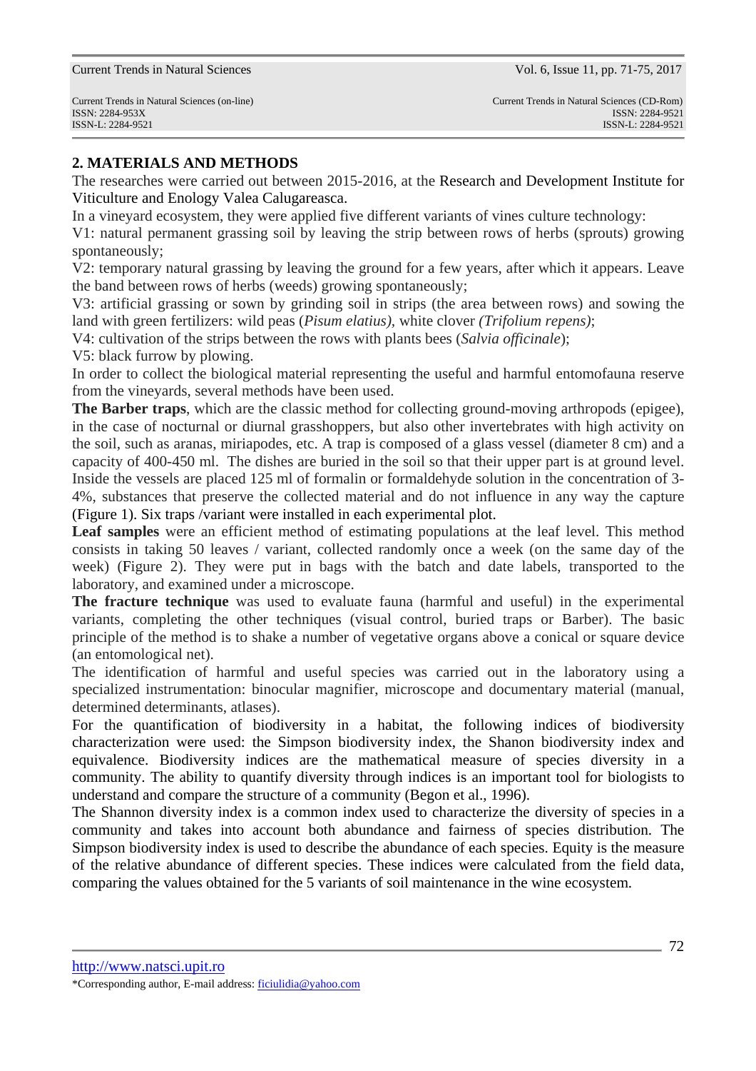## 2. MATERIALS AND METHODS

The researches were carried out between 2015-2016, at the Research and Development Institute for Viticulture and Enology Valea Calugareasca.

In a vineyard ecosystem, they were applied five different variants of vines culture technology:

V1: natural permanent grassing soil by leaving the strip between rows of herbs (sprouts) growing spontaneously;

V2: temporary natural grassing by leaving the ground for a few years, after which it appears. Leave the band between rows of herbs (weeds) growing spontaneously;

V3: artificial grassing or sown by grinding soil in strips (the area between rows) and sowing the land with green fertilizers: wild peas (*Pisum elatius),* white clover *(Trifolium repens)*;

V4: cultivation of the strips between the rows with plants bees (*Salvia officinale*);

V5: black furrow by plowing.

In order to collect the biological material representing the useful and harmful entomofauna reserve from the vineyards, several methods have been used.

**The Barber traps**, which are the classic method for collecting ground-moving arthropods (epigee), in the case of nocturnal or diurnal grasshoppers, but also other invertebrates with high activity on the soil, such as aranas, miriapodes, etc. A trap is composed of a glass vessel (diameter 8 cm) and a capacity of 400-450 ml. The dishes are buried in the soil so that their upper part is at ground level. Inside the vessels are placed 125 ml of formalin or formaldehyde solution in the concentration of 3-4%, substances that preserve the collected material and do not influence in any way the capture (Figure 1). Six traps /variant were installed in each experimental plot.

**Leaf samples** were an efficient method of estimating populations at the leaf level. This method consists in taking 50 leaves / variant, collected randomly once a week (on the same day of the week) (Figure 2). They were put in bags with the batch and date labels, transported to the laboratory, and examined under a microscope.

**The fracture technique** was used to evaluate fauna (harmful and useful) in the experimental variants, completing the other techniques (visual control, buried traps or Barber). The basic principle of the method is to shake a number of vegetative organs above a conical or square device (an entomological net).

The identification of harmful and useful species was carried out in the laboratory using a specialized instrumentation: binocular magnifier, microscope and documentary material (manual, determined determinants, atlases).

For the quantification of biodiversity in a habitat, the following indices of biodiversity characterization were used: the Simpson biodiversity index, the Shanon biodiversity index and equivalence. Biodiversity indices are the mathematical measure of species diversity in a community. The ability to quantify diversity through indices is an important tool for biologists to understand and compare the structure of a community (Begon et al., 1996).

The Shannon diversity index is a common index used to characterize the diversity of species in a community and takes into account both abundance and fairness of species distribution. The Simpson biodiversity index is used to describe the abundance of each species. Equity is the measure of the relative abundance of different species. These indices were calculated from the field data, comparing the values obtained for the 5 variants of soil maintenance in the wine ecosystem.

http://www.natsci.upit.ro

*Corresponding author, E-mail address: ficiulidia@yahoo.com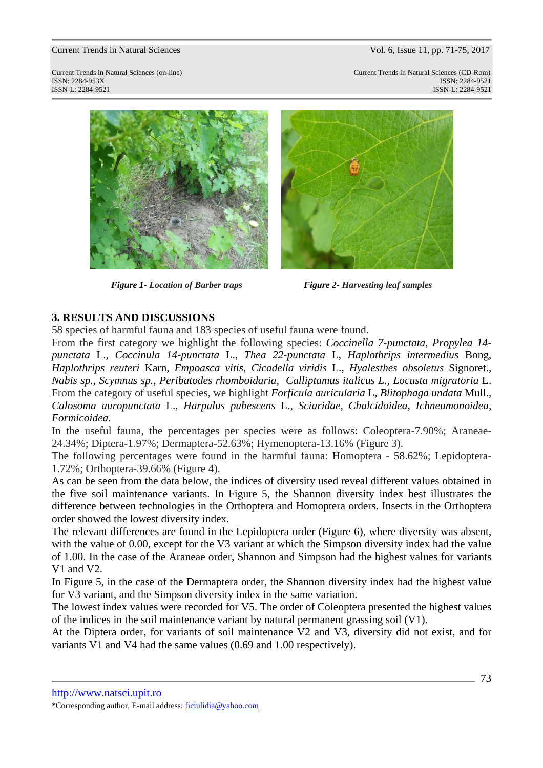*Figure 1- Location of Barber traps*

*Figure 2- Harvesting leaf samples*

### 3. RESULTS AND DISCUSSIONS

58 species of harmful fauna and 183 species of useful fauna were found.

From the first category we highlight the following species: *Coccinella 7-punctata*, *Propylea 14-punctata* L., *Coccinula 14-punctata* L., *Thea 22-punctata* L, *Haplothrips intermedius* Bong, *Haplothrips reuteri* Karn, *Empoasca vitis*, *Cicadella viridis* L., *Hyalesthes obsoletus* Signoret., *Nabis sp.*, *Scymnus sp.*, *Peribatodes rhomboidaria*, *Calliptamus italicus L.*, *Locusta migratoria* L. From the category of useful species, we highlight *Forficula auricularia* L, *Blitophaga undata* Mull., *Calosoma auropunctata* L., *Harpalus pubescens* L., *Sciaridae*, *Chalcidoidea*, *Ichneumonoidea*, *Formicoidea*.

In the useful fauna, the percentages per species were as follows: Coleoptera-7.90%; Araneae-24.34%; Diptera-1.97%; Dermaptera-52.63%; Hymenoptera-13.16% (Figure 3).

The following percentages were found in the harmful fauna: Homoptera - 58.62%; Lepidoptera-1.72%; Orthoptera-39.66% (Figure 4).

As can be seen from the data below, the indices of diversity used reveal different values obtained in the five soil maintenance variants. In Figure 5, the Shannon diversity index best illustrates the difference between technologies in the Orthoptera and Homoptera orders. Insects in the Orthoptera order showed the lowest diversity index.

The relevant differences are found in the Lepidoptera order (Figure 6), where diversity was absent, with the value of 0.00, except for the V3 variant at which the Simpson diversity index had the value of 1.00. In the case of the Araneae order, Shannon and Simpson had the highest values for variants V1 and V2.

In Figure 5, in the case of the Dermaptera order, the Shannon diversity index had the highest value for V3 variant, and the Simpson diversity index in the same variation.

The lowest index values were recorded for V5. The order of Coleoptera presented the highest values of the indices in the soil maintenance variant by natural permanent grassing soil (V1).

At the Diptera order, for variants of soil maintenance V2 and V3, diversity did not exist, and for variants V1 and V4 had the same values (0.69 and 1.00 respectively).

http://www.natsci.upit.ro

*Corresponding author, E-mail address: ficiulidia@yahoo.com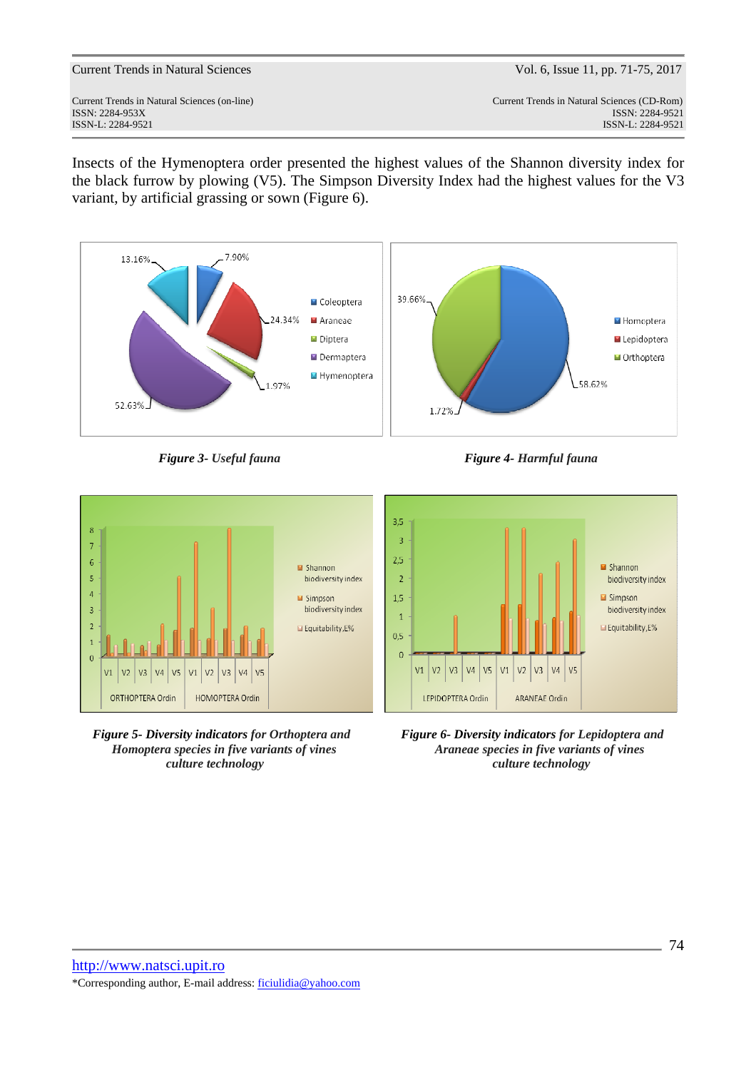Insects of the Hymenoptera order presented the highest values of the Shannon diversity index for the black furrow by plowing (V5). The Simpson Diversity Index had the highest values for the V3 variant, by artificial grassing or sown (Figure 6).

***Figure 3- Useful fauna***

***Figure 4- Harmful fauna***

***Figure 5- Diversity indicators for Orthoptera and Homoptera species in five variants of vines culture technology***

***Figure 6- Diversity indicators for Lepidoptera and Araneae species in five variants of vines culture technology***

http://www.natsci.upit.ro

*Corresponding author, E-mail address: ficiulidia@yahoo.com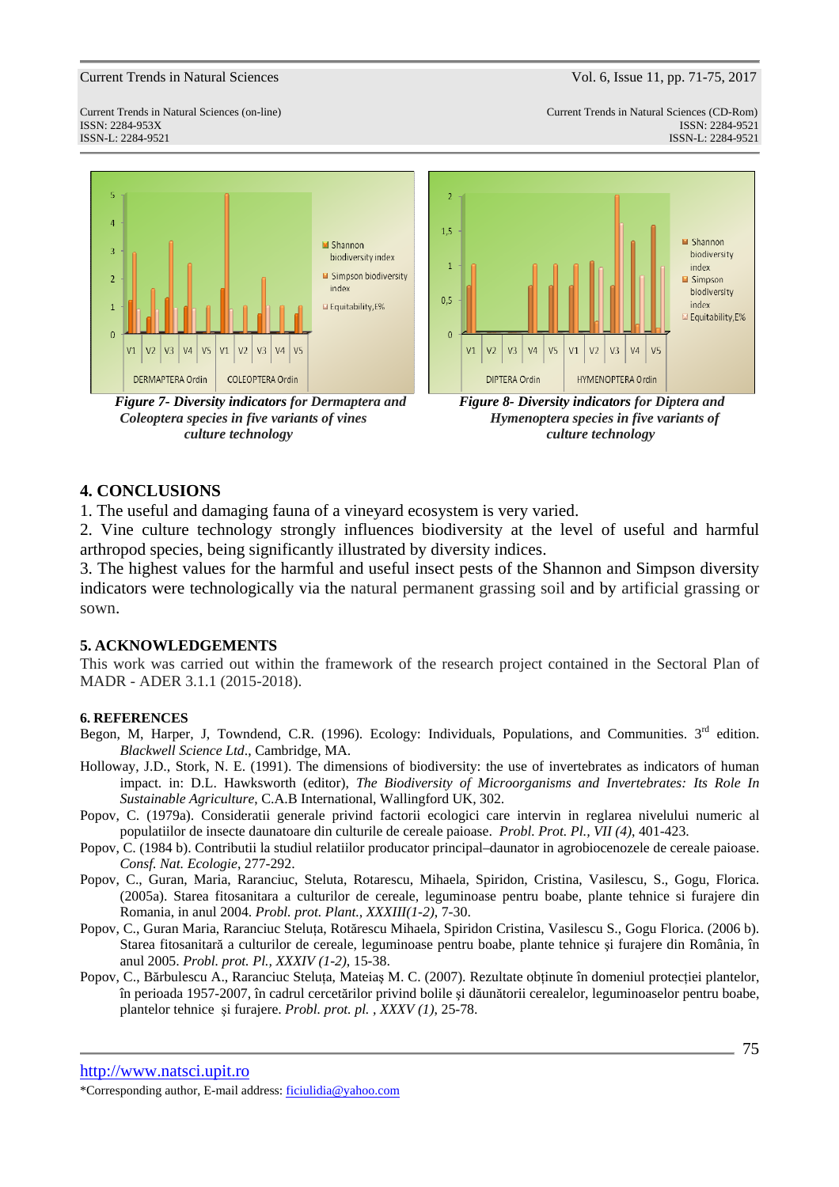5
4
3
2
1
0
V1 V2 V3 V4 V5 V1 V2 V3 V4 V5
DERMAPTERA Ordin COLEOPTERA Ordin
Shannon biodiversity index
Simpson biodiversity index
Equitability,E%

***Figure 7- Diversity indicators for Dermaptera and Coleoptera species in five variants of vines culture technology***

2
1,5
1
0,5
0
V1 V2 V3 V4 V5 V1 V2 V3 V4 V5
DIPTERA Ordin HYMENOPTERA Ordin
Shannon biodiversity index
Simpson biodiversity index
Equitability,E%

***Figure 8- Diversity indicators for Diptera and Hymenoptera species in five variants of culture technology***

## 4. CONCLUSIONS

1. The useful and damaging fauna of a vineyard ecosystem is very varied.
2. Vine culture technology strongly influences biodiversity at the level of useful and harmful arthropod species, being significantly illustrated by diversity indices.
3. The highest values for the harmful and useful insect pests of the Shannon and Simpson diversity indicators were technologically via the natural permanent grassing soil and by artificial grassing or sown.

## 5. ACKNOWLEDGEMENTS

This work was carried out within the framework of the research project contained in the Sectoral Plan of MADR - ADER 3.1.1 (2015-2018).

## 6. REFERENCES

Begon, M, Harper, J, Towndend, C.R. (1996). Ecology: Individuals, Populations, and Communities. 3rd edition. *Blackwell Science Ltd*., Cambridge, MA.

Holloway, J.D., Stork, N. E. (1991). The dimensions of biodiversity: the use of invertebrates as indicators of human impact. in: D.L. Hawksworth (editor), *The Biodiversity of Microorganisms and Invertebrates: Its Role In Sustainable Agriculture*, C.A.B International, Wallingford UK, 302.

Popov, C. (1979a). Consideratii generale privind factorii ecologici care intervin in reglarea nivelului numeric al populatiilor de insecte daunatoare din culturile de cereale paioase. *Probl. Prot. Pl., VII (4)*, 401-423.

Popov, C. (1984 b). Contributii la studiul relatiilor producator principal–daunator in agrobiocenozele de cereale paioase. *Consf. Nat. Ecologie*, 277-292.

Popov, C., Guran, Maria, Raranciuc, Steluta, Rotarescu, Mihaela, Spiridon, Cristina, Vasilescu, S., Gogu, Florica. (2005a). Starea fitosanitara a culturilor de cereale, leguminoase pentru boabe, plante tehnice si furajere din Romania, in anul 2004. *Probl. prot. Plant., XXXIII(1-2)*, 7-30.

Popov, C., Guran Maria, Raranciuc Steluța, Rotărescu Mihaela, Spiridon Cristina, Vasilescu S., Gogu Florica. (2006 b). Starea fitosanitară a culturilor de cereale, leguminoase pentru boabe, plante tehnice şi furajere din România, în anul 2005. *Probl. prot. Pl., XXXIV (1-2)*, 15-38.

Popov, C., Bărbulescu A., Raranciuc Steluța, Mateiaş M. C. (2007). Rezultate obținute în domeniul protecției plantelor, în perioada 1957-2007, în cadrul cercetărilor privind bolile şi dăunătorii cerealelor, leguminoaselor pentru boabe, plantelor tehnice și furajere. *Probl. prot. pl. , XXXV (1)*, 25-78.